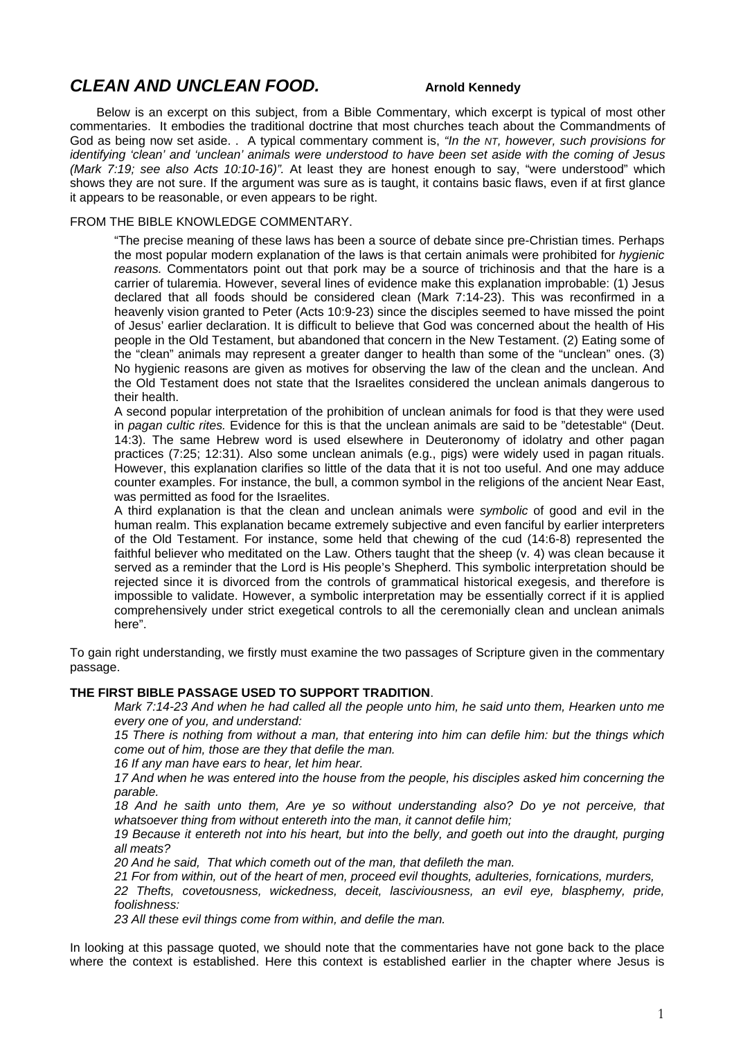# *CLEAN AND UNCLEAN FOOD.* **Arnold Kennedy**

Below is an excerpt on this subject, from a Bible Commentary, which excerpt is typical of most other commentaries. It embodies the traditional doctrine that most churches teach about the Commandments of God as being now set aside. . A typical commentary comment is, *"In the NT, however, such provisions for identifying 'clean' and 'unclean' animals were understood to have been set aside with the coming of Jesus (Mark 7:19; see also Acts 10:10-16)".* At least they are honest enough to say, "were understood" which shows they are not sure. If the argument was sure as is taught, it contains basic flaws, even if at first glance it appears to be reasonable, or even appears to be right.

FROM THE BIBLE KNOWLEDGE COMMENTARY.

> "The precise meaning of these laws has been a source of debate since pre-Christian times. Perhaps the most popular modern explanation of the laws is that certain animals were prohibited for *hygienic reasons.* Commentators point out that pork may be a source of trichinosis and that the hare is a carrier of tularemia. However, several lines of evidence make this explanation improbable: (1) Jesus declared that all foods should be considered clean (Mark 7:14-23). This was reconfirmed in a heavenly vision granted to Peter (Acts 10:9-23) since the disciples seemed to have missed the point of Jesus' earlier declaration. It is difficult to believe that God was concerned about the health of His people in the Old Testament, but abandoned that concern in the New Testament. (2) Eating some of the "clean" animals may represent a greater danger to health than some of the "unclean" ones. (3) No hygienic reasons are given as motives for observing the law of the clean and the unclean. And the Old Testament does not state that the Israelites considered the unclean animals dangerous to their health.
>
> A second popular interpretation of the prohibition of unclean animals for food is that they were used in *pagan cultic rites.* Evidence for this is that the unclean animals are said to be "detestable" (Deut. 14:3). The same Hebrew word is used elsewhere in Deuteronomy of idolatry and other pagan practices (7:25; 12:31). Also some unclean animals (e.g., pigs) were widely used in pagan rituals. However, this explanation clarifies so little of the data that it is not too useful. And one may adduce counter examples. For instance, the bull, a common symbol in the religions of the ancient Near East, was permitted as food for the Israelites.
>
> A third explanation is that the clean and unclean animals were *symbolic* of good and evil in the human realm. This explanation became extremely subjective and even fanciful by earlier interpreters of the Old Testament. For instance, some held that chewing of the cud (14:6-8) represented the faithful believer who meditated on the Law. Others taught that the sheep (v. 4) was clean because it served as a reminder that the Lord is His people's Shepherd. This symbolic interpretation should be rejected since it is divorced from the controls of grammatical historical exegesis, and therefore is impossible to validate. However, a symbolic interpretation may be essentially correct if it is applied comprehensively under strict exegetical controls to all the ceremonially clean and unclean animals here".

To gain right understanding, we firstly must examine the two passages of Scripture given in the commentary passage.

**THE FIRST BIBLE PASSAGE USED TO SUPPORT TRADITION**.

> *Mark 7:14-23 And when he had called all the people unto him, he said unto them, Hearken unto me every one of you, and understand:*
>
> *15 There is nothing from without a man, that entering into him can defile him: but the things which come out of him, those are they that defile the man.*
>
> *16 If any man have ears to hear, let him hear.*
>
> *17 And when he was entered into the house from the people, his disciples asked him concerning the parable.*
>
> *18 And he saith unto them, Are ye so without understanding also? Do ye not perceive, that whatsoever thing from without entereth into the man, it cannot defile him;*
>
> *19 Because it entereth not into his heart, but into the belly, and goeth out into the draught, purging all meats?*
>
> *20 And he said, That which cometh out of the man, that defileth the man.*
>
> *21 For from within, out of the heart of men, proceed evil thoughts, adulteries, fornications, murders,*
>
> *22 Thefts, covetousness, wickedness, deceit, lasciviousness, an evil eye, blasphemy, pride, foolishness:*
>
> *23 All these evil things come from within, and defile the man.*

In looking at this passage quoted, we should note that the commentaries have not gone back to the place where the context is established. Here this context is established earlier in the chapter where Jesus is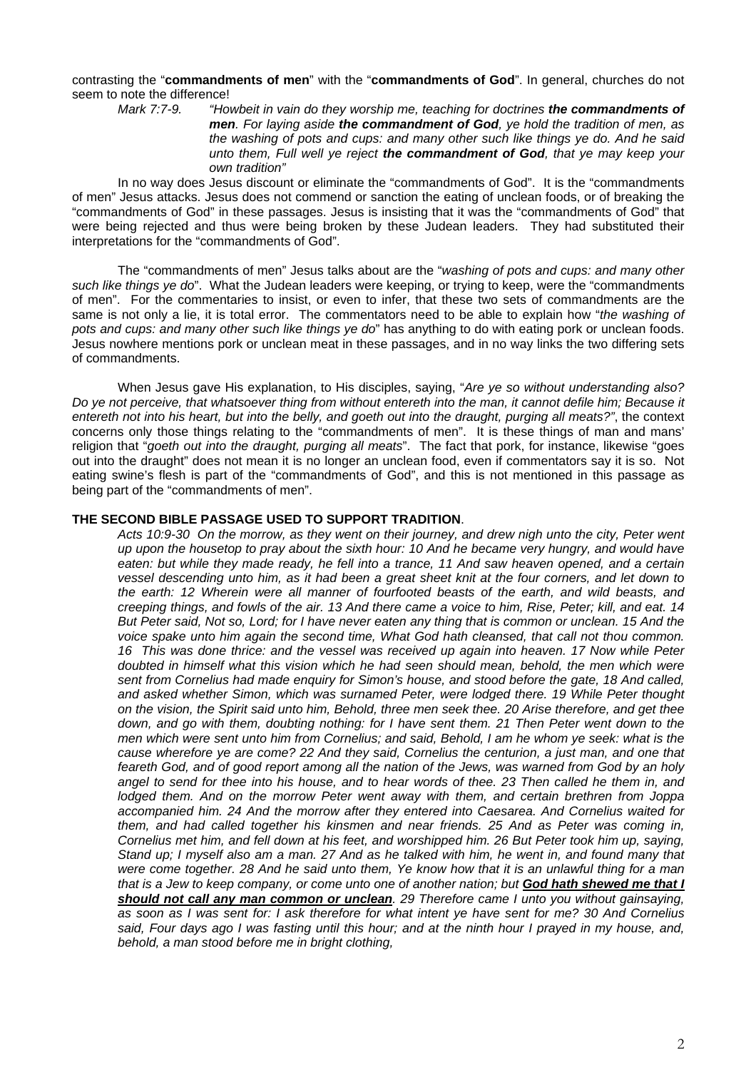contrasting the "**commandments of men**" with the "**commandments of God**". In general, churches do not seem to note the difference!

> *Mark 7:7-9. "Howbeit in vain do they worship me, teaching for doctrines **the commandments of men**. For laying aside **the commandment of God**, ye hold the tradition of men, as the washing of pots and cups: and many other such like things ye do. And he said unto them, Full well ye reject **the commandment of God**, that ye may keep your own tradition"*

In no way does Jesus discount or eliminate the "commandments of God". It is the "commandments of men" Jesus attacks. Jesus does not commend or sanction the eating of unclean foods, or of breaking the "commandments of God" in these passages. Jesus is insisting that it was the "commandments of God" that were being rejected and thus were being broken by these Judean leaders. They had substituted their interpretations for the "commandments of God".

The "commandments of men" Jesus talks about are the "*washing of pots and cups: and many other such like things ye do*". What the Judean leaders were keeping, or trying to keep, were the "commandments of men". For the commentaries to insist, or even to infer, that these two sets of commandments are the same is not only a lie, it is total error. The commentators need to be able to explain how "*the washing of pots and cups: and many other such like things ye do*" has anything to do with eating pork or unclean foods. Jesus nowhere mentions pork or unclean meat in these passages, and in no way links the two differing sets of commandments.

When Jesus gave His explanation, to His disciples, saying, "*Are ye so without understanding also? Do ye not perceive, that whatsoever thing from without entereth into the man, it cannot defile him; Because it entereth not into his heart, but into the belly, and goeth out into the draught, purging all meats?"*, the context concerns only those things relating to the "commandments of men". It is these things of man and mans' religion that "*goeth out into the draught, purging all meats*". The fact that pork, for instance, likewise "goes out into the draught" does not mean it is no longer an unclean food, even if commentators say it is so. Not eating swine's flesh is part of the "commandments of God", and this is not mentioned in this passage as being part of the "commandments of men".

**THE SECOND BIBLE PASSAGE USED TO SUPPORT TRADITION**.

> *Acts 10:9-30 On the morrow, as they went on their journey, and drew nigh unto the city, Peter went up upon the housetop to pray about the sixth hour: 10 And he became very hungry, and would have eaten: but while they made ready, he fell into a trance, 11 And saw heaven opened, and a certain vessel descending unto him, as it had been a great sheet knit at the four corners, and let down to the earth: 12 Wherein were all manner of fourfooted beasts of the earth, and wild beasts, and creeping things, and fowls of the air. 13 And there came a voice to him, Rise, Peter; kill, and eat. 14 But Peter said, Not so, Lord; for I have never eaten any thing that is common or unclean. 15 And the voice spake unto him again the second time, What God hath cleansed, that call not thou common. 16 This was done thrice: and the vessel was received up again into heaven. 17 Now while Peter doubted in himself what this vision which he had seen should mean, behold, the men which were sent from Cornelius had made enquiry for Simon's house, and stood before the gate, 18 And called, and asked whether Simon, which was surnamed Peter, were lodged there. 19 While Peter thought on the vision, the Spirit said unto him, Behold, three men seek thee. 20 Arise therefore, and get thee down, and go with them, doubting nothing: for I have sent them. 21 Then Peter went down to the men which were sent unto him from Cornelius; and said, Behold, I am he whom ye seek: what is the cause wherefore ye are come? 22 And they said, Cornelius the centurion, a just man, and one that feareth God, and of good report among all the nation of the Jews, was warned from God by an holy angel to send for thee into his house, and to hear words of thee. 23 Then called he them in, and lodged them. And on the morrow Peter went away with them, and certain brethren from Joppa accompanied him. 24 And the morrow after they entered into Caesarea. And Cornelius waited for them, and had called together his kinsmen and near friends. 25 And as Peter was coming in, Cornelius met him, and fell down at his feet, and worshipped him. 26 But Peter took him up, saying, Stand up; I myself also am a man. 27 And as he talked with him, he went in, and found many that were come together. 28 And he said unto them, Ye know how that it is an unlawful thing for a man that is a Jew to keep company, or come unto one of another nation; but **<u>God hath shewed me that I should not call any man common or unclean</u>**. 29 Therefore came I unto you without gainsaying, as soon as I was sent for: I ask therefore for what intent ye have sent for me? 30 And Cornelius said, Four days ago I was fasting until this hour; and at the ninth hour I prayed in my house, and, behold, a man stood before me in bright clothing,*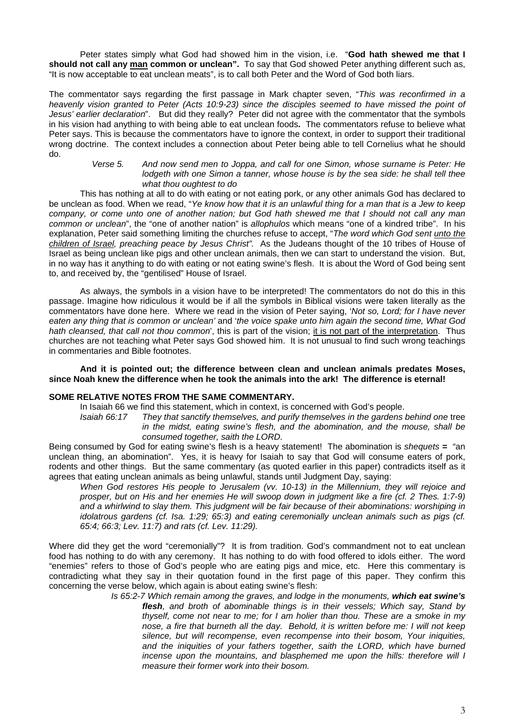Peter states simply what God had showed him in the vision, i.e. "**God hath shewed me that I should not call any man common or unclean".** To say that God showed Peter anything different such as, "It is now acceptable to eat unclean meats", is to call both Peter and the Word of God both liars.

The commentator says regarding the first passage in Mark chapter seven, "*This was reconfirmed in a heavenly vision granted to Peter (Acts 10:9-23) since the disciples seemed to have missed the point of Jesus' earlier declaration*". But did they really? Peter did not agree with the commentator that the symbols in his vision had anything to with being able to eat unclean foods**.** The commentators refuse to believe what Peter says. This is because the commentators have to ignore the context, in order to support their traditional wrong doctrine. The context includes a connection about Peter being able to tell Cornelius what he should do.

> *Verse 5. And now send men to Joppa, and call for one Simon, whose surname is Peter: He lodgeth with one Simon a tanner, whose house is by the sea side: he shall tell thee what thou oughtest to do*

This has nothing at all to do with eating or not eating pork, or any other animals God has declared to be unclean as food. When we read, "*Ye know how that it is an unlawful thing for a man that is a Jew to keep company, or come unto one of another nation; but God hath shewed me that I should not call any man common or unclean*", the "one of another nation" is *allophulos* which means "one of a kindred tribe". In his explanation, Peter said something limiting the churches refuse to accept, "*The word which God sent unto the children of Israel, preaching peace by Jesus Christ".* As the Judeans thought of the 10 tribes of House of Israel as being unclean like pigs and other unclean animals, then we can start to understand the vision. But, in no way has it anything to do with eating or not eating swine's flesh. It is about the Word of God being sent to, and received by, the "gentilised" House of Israel.

As always, the symbols in a vision have to be interpreted! The commentators do not do this in this passage. Imagine how ridiculous it would be if all the symbols in Biblical visions were taken literally as the commentators have done here. Where we read in the vision of Peter saying, '*Not so, Lord; for I have never eaten any thing that is common or unclean'* and '*the voice spake unto him again the second time, What God hath cleansed, that call not thou common*', this is part of the vision; it is not part of the interpretation. Thus churches are not teaching what Peter says God showed him. It is not unusual to find such wrong teachings in commentaries and Bible footnotes.

**And it is pointed out; the difference between clean and unclean animals predates Moses, since Noah knew the difference when he took the animals into the ark! The difference is eternal!**

**SOME RELATIVE NOTES FROM THE SAME COMMENTARY.**

In Isaiah 66 we find this statement, which in context, is concerned with God's people.

> *Isaiah 66:17 They that sanctify themselves, and purify themselves in the gardens behind one* tree *in the midst, eating swine's flesh, and the abomination, and the mouse, shall be consumed together, saith the LORD.*

Being consumed by God for eating swine's flesh is a heavy statement! The abomination is *shequets* **=** "an unclean thing, an abomination". Yes, it is heavy for Isaiah to say that God will consume eaters of pork, rodents and other things. But the same commentary (as quoted earlier in this paper) contradicts itself as it agrees that eating unclean animals as being unlawful, stands until Judgment Day, saying:

> *When God restores His people to Jerusalem (vv. 10-13) in the Millennium, they will rejoice and prosper, but on His and her enemies He will swoop down in judgment like a fire (cf. 2 Thes. 1:7-9) and a whirlwind to slay them. This judgment will be fair because of their abominations: worshiping in idolatrous gardens (cf. Isa. 1:29; 65:3) and eating ceremonially unclean animals such as pigs (cf. 65:4; 66:3; Lev. 11:7) and rats (cf. Lev. 11:29).*

Where did they get the word "ceremonially"? It is from tradition. God's commandment not to eat unclean food has nothing to do with any ceremony. It has nothing to do with food offered to idols either. The word "enemies" refers to those of God's people who are eating pigs and mice, etc. Here this commentary is contradicting what they say in their quotation found in the first page of this paper. They confirm this concerning the verse below, which again is about eating swine's flesh:

> *Is 65:2-7 Which remain among the graves, and lodge in the monuments, **which eat swine's flesh**, and broth of abominable things is in their vessels; Which say, Stand by thyself, come not near to me; for I am holier than thou. These are a smoke in my nose, a fire that burneth all the day. Behold, it is written before me: I will not keep silence, but will recompense, even recompense into their bosom, Your iniquities, and the iniquities of your fathers together, saith the LORD, which have burned incense upon the mountains, and blasphemed me upon the hills: therefore will I measure their former work into their bosom.*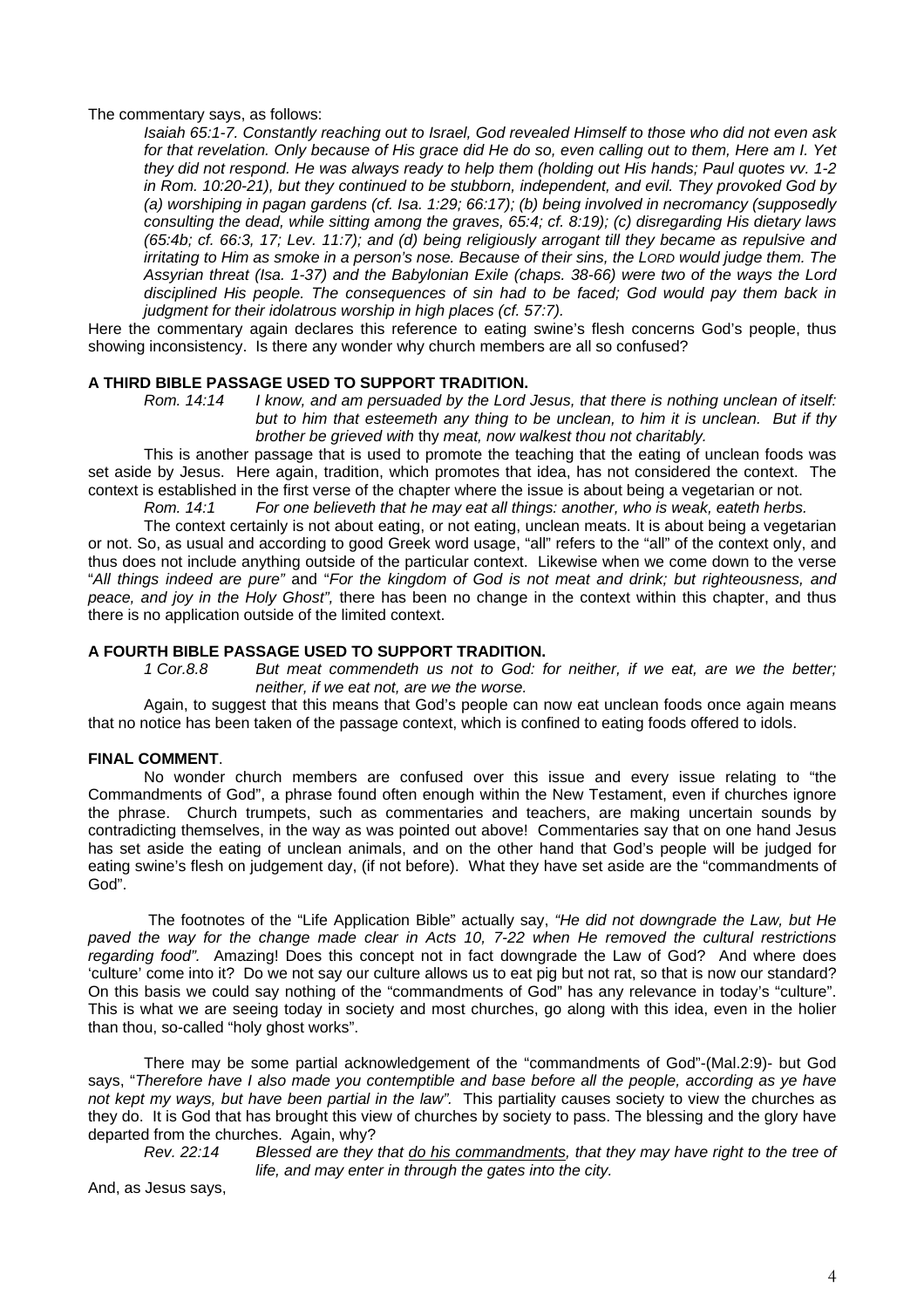The commentary says, as follows:

> *Isaiah 65:1-7. Constantly reaching out to Israel, God revealed Himself to those who did not even ask for that revelation. Only because of His grace did He do so, even calling out to them, Here am I. Yet they did not respond. He was always ready to help them (holding out His hands; Paul quotes vv. 1-2 in Rom. 10:20-21), but they continued to be stubborn, independent, and evil. They provoked God by (a) worshiping in pagan gardens (cf. Isa. 1:29; 66:17); (b) being involved in necromancy (supposedly consulting the dead, while sitting among the graves, 65:4; cf. 8:19); (c) disregarding His dietary laws (65:4b; cf. 66:3, 17; Lev. 11:7); and (d) being religiously arrogant till they became as repulsive and irritating to Him as smoke in a person's nose. Because of their sins, the LORD would judge them. The Assyrian threat (Isa. 1-37) and the Babylonian Exile (chaps. 38-66) were two of the ways the Lord disciplined His people. The consequences of sin had to be faced; God would pay them back in judgment for their idolatrous worship in high places (cf. 57:7).*

Here the commentary again declares this reference to eating swine's flesh concerns God's people, thus showing inconsistency. Is there any wonder why church members are all so confused?

**A THIRD BIBLE PASSAGE USED TO SUPPORT TRADITION.**

*Rom. 14:14 I know, and am persuaded by the Lord Jesus, that there is nothing unclean of itself: but to him that esteemeth any thing to be unclean, to him it is unclean. But if thy brother be grieved with* thy *meat, now walkest thou not charitably.*

This is another passage that is used to promote the teaching that the eating of unclean foods was set aside by Jesus. Here again, tradition, which promotes that idea, has not considered the context. The context is established in the first verse of the chapter where the issue is about being a vegetarian or not.

*Rom. 14:1 For one believeth that he may eat all things: another, who is weak, eateth herbs.*

The context certainly is not about eating, or not eating, unclean meats. It is about being a vegetarian or not. So, as usual and according to good Greek word usage, "all" refers to the "all" of the context only, and thus does not include anything outside of the particular context. Likewise when we come down to the verse "*All things indeed are pure"* and "*For the kingdom of God is not meat and drink; but righteousness, and peace, and joy in the Holy Ghost",* there has been no change in the context within this chapter, and thus there is no application outside of the limited context.

**A FOURTH BIBLE PASSAGE USED TO SUPPORT TRADITION.**

*1 Cor.8.8 But meat commendeth us not to God: for neither, if we eat, are we the better; neither, if we eat not, are we the worse.*

Again, to suggest that this means that God's people can now eat unclean foods once again means that no notice has been taken of the passage context, which is confined to eating foods offered to idols.

**FINAL COMMENT**.

No wonder church members are confused over this issue and every issue relating to "the Commandments of God", a phrase found often enough within the New Testament, even if churches ignore the phrase. Church trumpets, such as commentaries and teachers, are making uncertain sounds by contradicting themselves, in the way as was pointed out above! Commentaries say that on one hand Jesus has set aside the eating of unclean animals, and on the other hand that God's people will be judged for eating swine's flesh on judgement day, (if not before). What they have set aside are the "commandments of God".

The footnotes of the "Life Application Bible" actually say, *"He did not downgrade the Law, but He paved the way for the change made clear in Acts 10, 7-22 when He removed the cultural restrictions regarding food".* Amazing! Does this concept not in fact downgrade the Law of God? And where does 'culture' come into it? Do we not say our culture allows us to eat pig but not rat, so that is now our standard? On this basis we could say nothing of the "commandments of God" has any relevance in today's "culture". This is what we are seeing today in society and most churches, go along with this idea, even in the holier than thou, so-called "holy ghost works".

There may be some partial acknowledgement of the "commandments of God"-(Mal.2:9)- but God says, "*Therefore have I also made you contemptible and base before all the people, according as ye have not kept my ways, but have been partial in the law".* This partiality causes society to view the churches as they do. It is God that has brought this view of churches by society to pass. The blessing and the glory have departed from the churches. Again, why?

*Rev. 22:14 Blessed are they that <u>do his commandments</u>, that they may have right to the tree of life, and may enter in through the gates into the city.*

And, as Jesus says,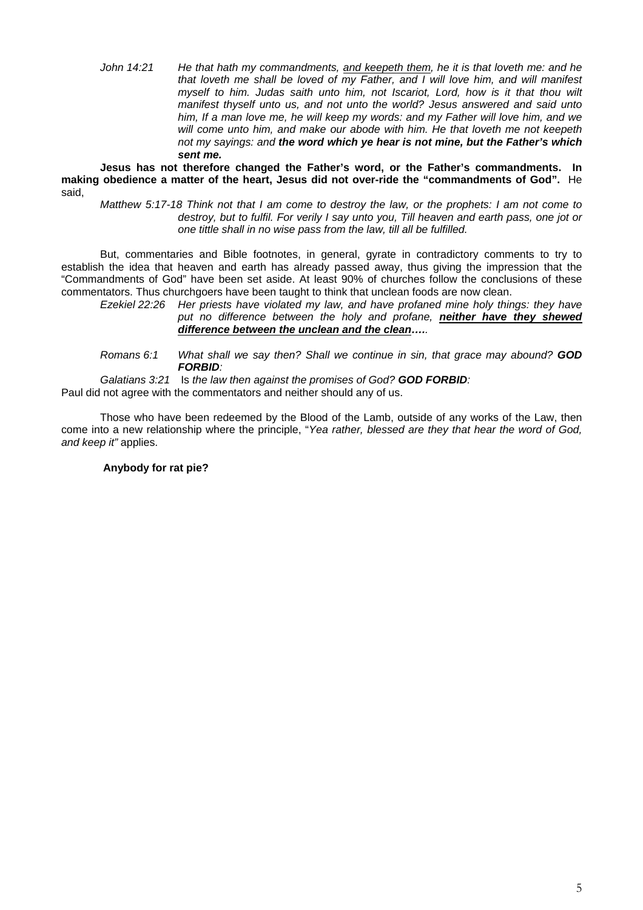*John 14:21 He that hath my commandments, <u>and keepeth them</u>, he it is that loveth me: and he that loveth me shall be loved of my Father, and I will love him, and will manifest myself to him. Judas saith unto him, not Iscariot, Lord, how is it that thou wilt manifest thyself unto us, and not unto the world? Jesus answered and said unto him, If a man love me, he will keep my words: and my Father will love him, and we will come unto him, and make our abode with him. He that loveth me not keepeth not my sayings: and* ***the word which ye hear is not mine, but the Father's which sent me.***

**Jesus has not therefore changed the Father's word, or the Father's commandments. In making obedience a matter of the heart, Jesus did not over-ride the "commandments of God".** He said,

*Matthew 5:17-18 Think not that I am come to destroy the law, or the prophets: I am not come to destroy, but to fulfil. For verily I say unto you, Till heaven and earth pass, one jot or one tittle shall in no wise pass from the law, till all be fulfilled.*

But, commentaries and Bible footnotes, in general, gyrate in contradictory comments to try to establish the idea that heaven and earth has already passed away, thus giving the impression that the "Commandments of God" have been set aside. At least 90% of churches follow the conclusions of these commentators. Thus churchgoers have been taught to think that unclean foods are now clean.

*Ezekiel 22:26 Her priests have violated my law, and have profaned mine holy things: they have put no difference between the holy and profane,* ***<u>neither have they shewed difference between the unclean and the clean</u>….***

*Romans 6:1 What shall we say then? Shall we continue in sin, that grace may abound?* ***GOD FORBID****:*

*Galatians 3:21* Is *the law then against the promises of God?* ***GOD FORBID****:*

Paul did not agree with the commentators and neither should any of us.

Those who have been redeemed by the Blood of the Lamb, outside of any works of the Law, then come into a new relationship where the principle, "*Yea rather, blessed are they that hear the word of God, and keep it"* applies.

**Anybody for rat pie?**